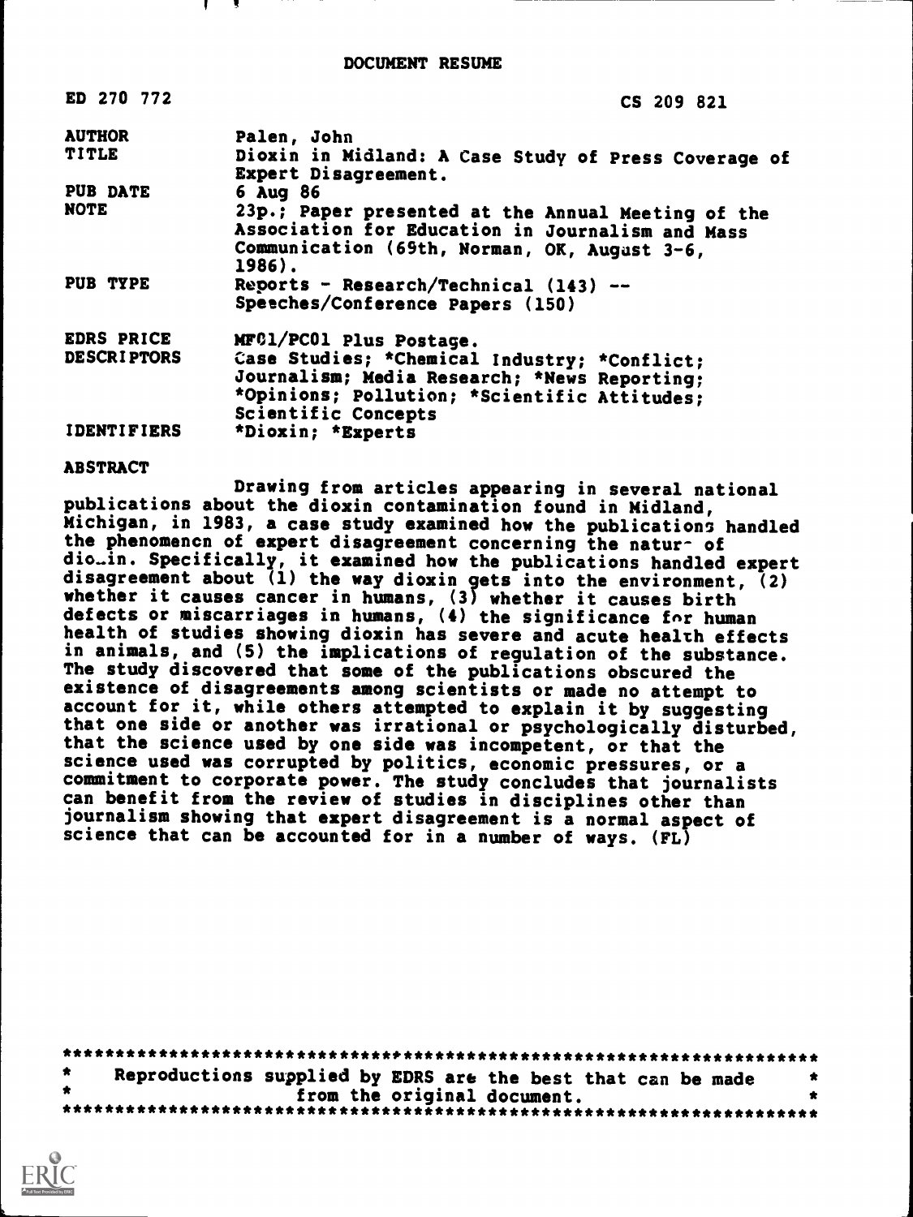# DOCUMENT RESUME

| | |
|---|---|
| ED 270 772 | CS 209 821 |
| AUTHOR | Palen, John |
| TITLE | Dioxin in Midland: A Case Study of Press Coverage of Expert Disagreement. |
| PUB DATE | 6 Aug 86 |
| NOTE | 23p.; Paper presented at the Annual Meeting of the Association for Education in Journalism and Mass Communication (69th, Norman, OK, August 3-6, 1986). |
| PUB TYPE | Reports - Research/Technical (143) -- Speeches/Conference Papers (150) |
| EDRS PRICE | MF01/PC01 Plus Postage. |
| DESCRIPTORS | Case Studies; *Chemical Industry; *Conflict; Journalism; Media Research; *News Reporting; *Opinions; Pollution; *Scientific Attitudes; Scientific Concepts |
| IDENTIFIERS | *Dioxin; *Experts |

**ABSTRACT**

Drawing from articles appearing in several national publications about the dioxin contamination found in Midland, Michigan, in 1983, a case study examined how the publications handled the phenomenon of expert disagreement concerning the nature of dioxin. Specifically, it examined how the publications handled expert disagreement about (1) the way dioxin gets into the environment, (2) whether it causes cancer in humans, (3) whether it causes birth defects or miscarriages in humans, (4) the significance for human health of studies showing dioxin has severe and acute health effects in animals, and (5) the implications of regulation of the substance. The study discovered that some of the publications obscured the existence of disagreements among scientists or made no attempt to account for it, while others attempted to explain it by suggesting that one side or another was irrational or psychologically disturbed, that the science used by one side was incompetent, or that the science used was corrupted by politics, economic pressures, or a commitment to corporate power. The study concludes that journalists can benefit from the review of studies in disciplines other than journalism showing that expert disagreement is a normal aspect of science that can be accounted for in a number of ways. (FL)

***********************************************************************
* Reproductions supplied by EDRS are the best that can be made *
* from the original document. *
***********************************************************************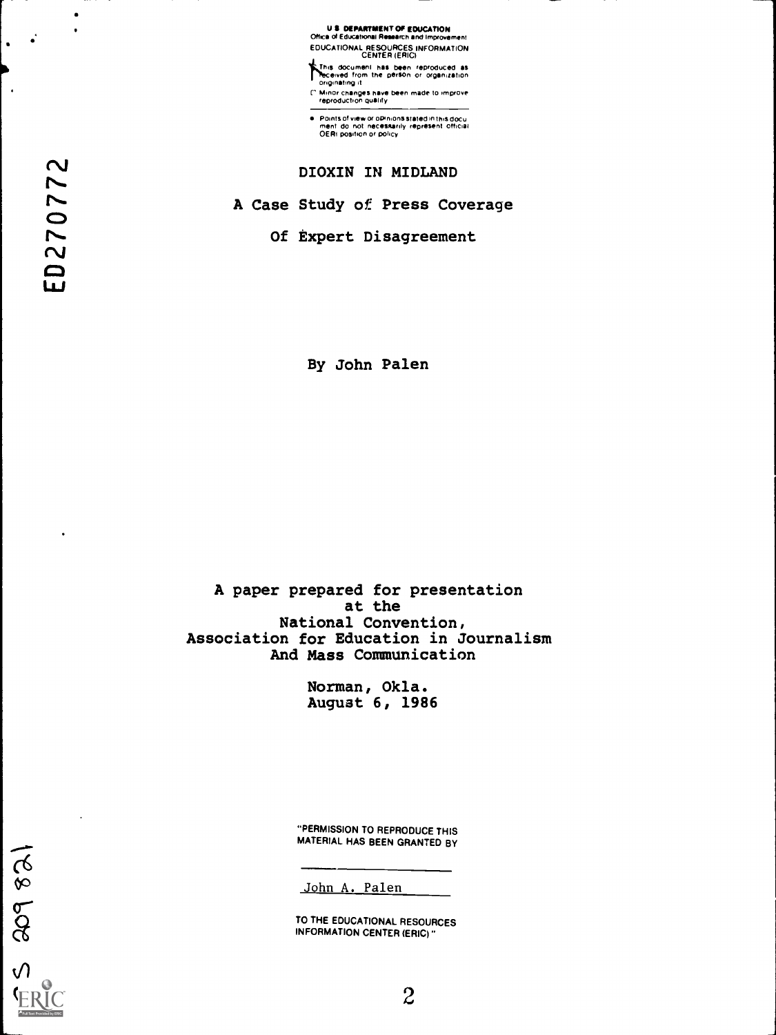U.S. DEPARTMENT OF EDUCATION
Office of Educational Research and Improvement
EDUCATIONAL RESOURCES INFORMATION CENTER (ERIC)

This document has been reproduced as received from the person or organization originating it

Minor changes have been made to improve reproduction quality

- Points of view or opinions stated in this document do not necessarily represent official OERI position or policy

ED270772

# DIOXIN IN MIDLAND

## A Case Study of Press Coverage Of Expert Disagreement

By John Palen

A paper prepared for presentation
at the
National Convention,
Association for Education in Journalism
And Mass Communication

Norman, Okla.
August 6, 1986

"PERMISSION TO REPRODUCE THIS MATERIAL HAS BEEN GRANTED BY

John A. Palen

TO THE EDUCATIONAL RESOURCES INFORMATION CENTER (ERIC)."

CS 209 821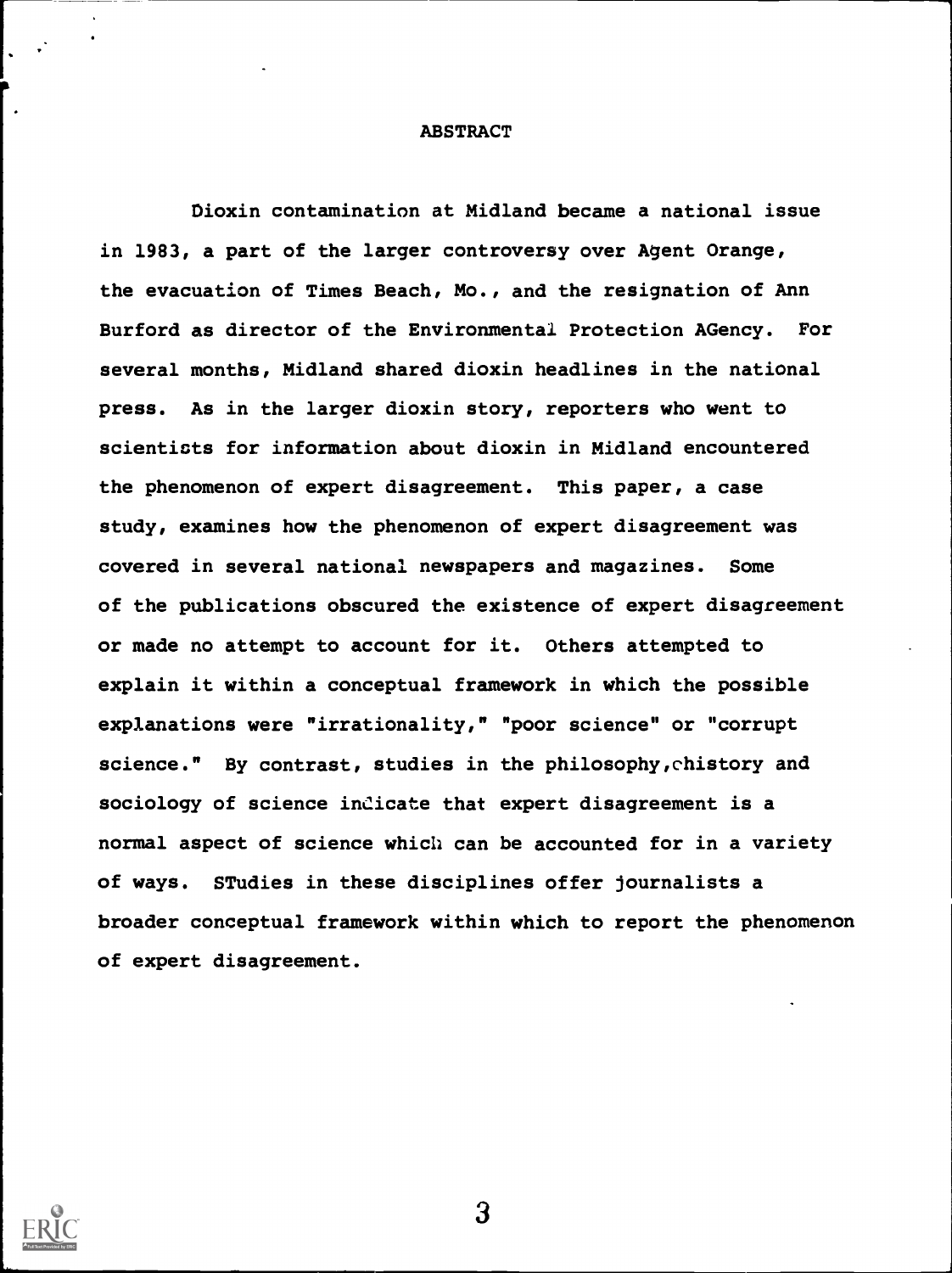# ABSTRACT

Dioxin contamination at Midland became a national issue in 1983, a part of the larger controversy over Agent Orange, the evacuation of Times Beach, Mo., and the resignation of Ann Burford as director of the Environmental Protection AGency. For several months, Midland shared dioxin headlines in the national press. As in the larger dioxin story, reporters who went to scientists for information about dioxin in Midland encountered the phenomenon of expert disagreement. This paper, a case study, examines how the phenomenon of expert disagreement was covered in several national newspapers and magazines. Some of the publications obscured the existence of expert disagreement or made no attempt to account for it. Others attempted to explain it within a conceptual framework in which the possible explanations were "irrationality," "poor science" or "corrupt science." By contrast, studies in the philosophy, history and sociology of science indicate that expert disagreement is a normal aspect of science which can be accounted for in a variety of ways. STudies in these disciplines offer journalists a broader conceptual framework within which to report the phenomenon of expert disagreement.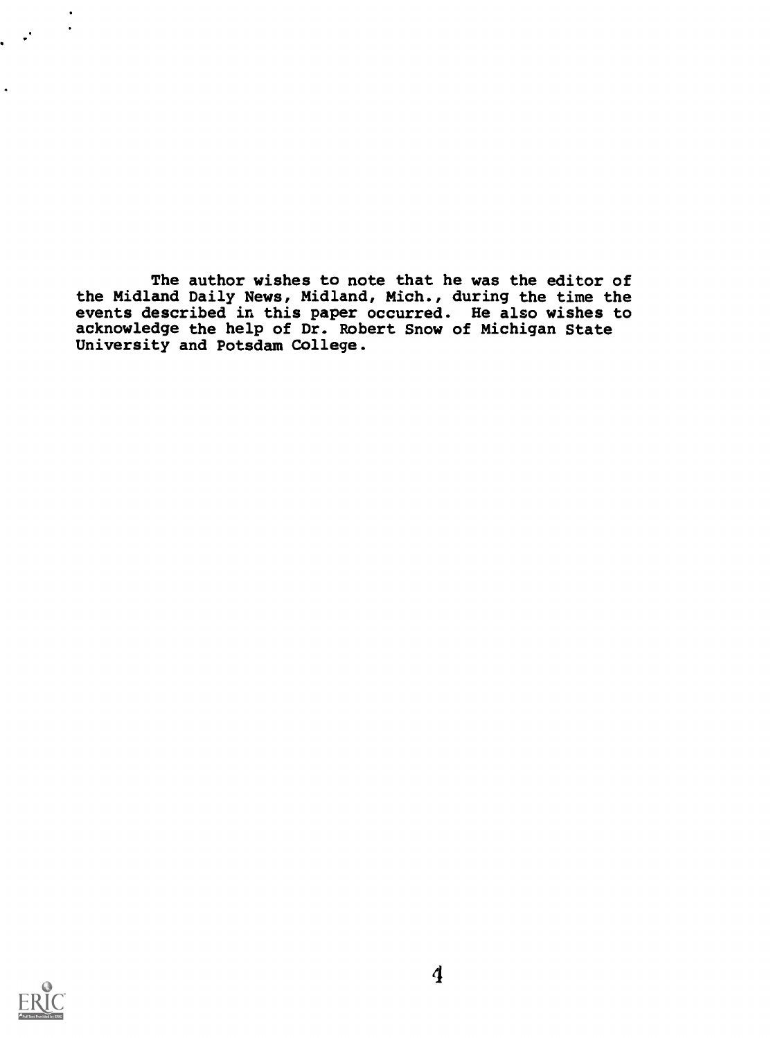The author wishes to note that he was the editor of the Midland Daily News, Midland, Mich., during the time the events described in this paper occurred. He also wishes to acknowledge the help of Dr. Robert Snow of Michigan State University and Potsdam College.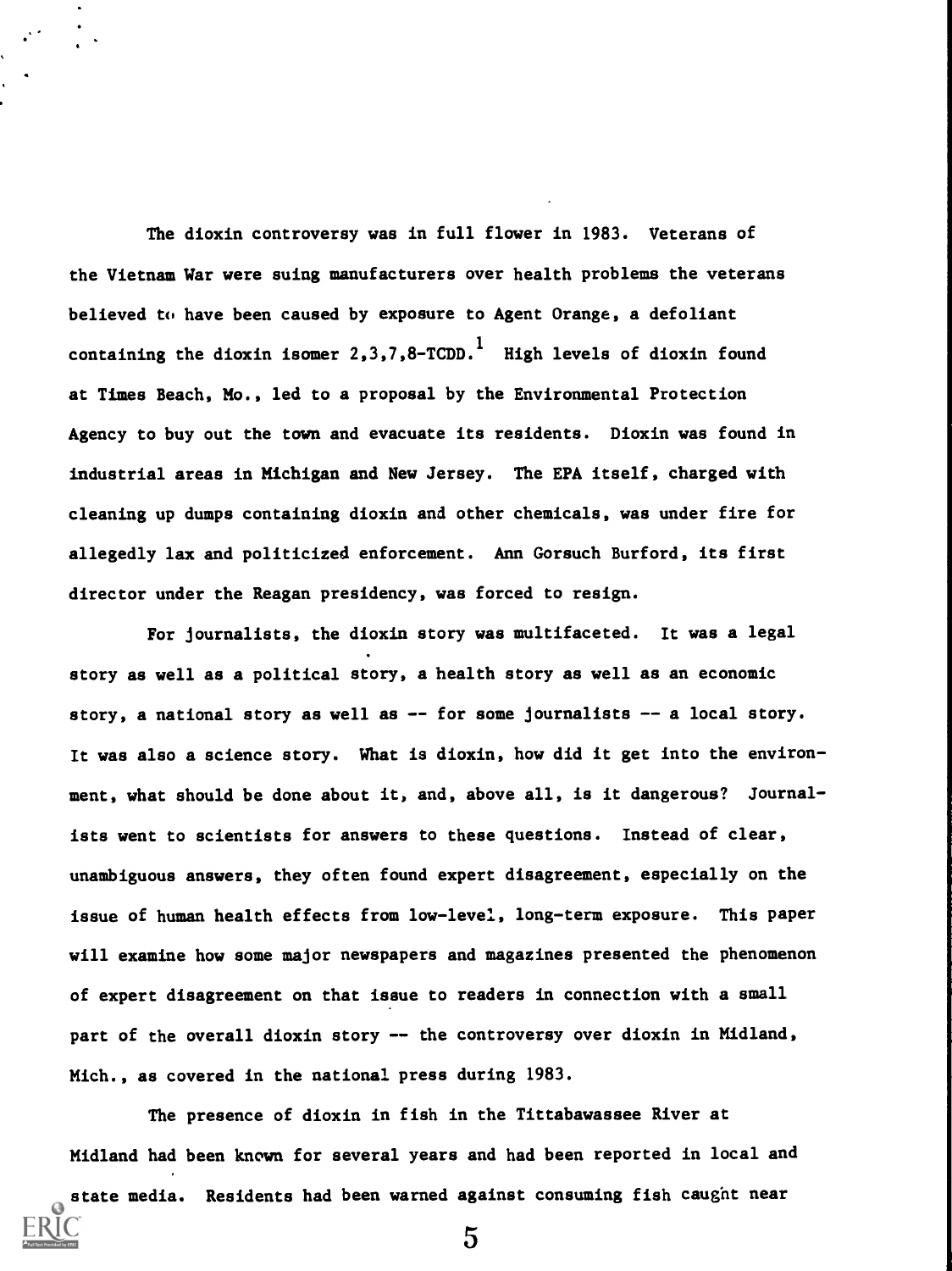The dioxin controversy was in full flower in 1983. Veterans of the Vietnam War were suing manufacturers over health problems the veterans believed to have been caused by exposure to Agent Orange, a defoliant containing the dioxin isomer 2,3,7,8-TCDD.[1] High levels of dioxin found at Times Beach, Mo., led to a proposal by the Environmental Protection Agency to buy out the town and evacuate its residents. Dioxin was found in industrial areas in Michigan and New Jersey. The EPA itself, charged with cleaning up dumps containing dioxin and other chemicals, was under fire for allegedly lax and politicized enforcement. Ann Gorsuch Burford, its first director under the Reagan presidency, was forced to resign.

For journalists, the dioxin story was multifaceted. It was a legal story as well as a political story, a health story as well as an economic story, a national story as well as -- for some journalists -- a local story. It was also a science story. What is dioxin, how did it get into the environment, what should be done about it, and, above all, is it dangerous? Journalists went to scientists for answers to these questions. Instead of clear, unambiguous answers, they often found expert disagreement, especially on the issue of human health effects from low-level, long-term exposure. This paper will examine how some major newspapers and magazines presented the phenomenon of expert disagreement on that issue to readers in connection with a small part of the overall dioxin story -- the controversy over dioxin in Midland, Mich., as covered in the national press during 1983.

The presence of dioxin in fish in the Tittabawassee River at Midland had been known for several years and had been reported in local and state media. Residents had been warned against consuming fish caught near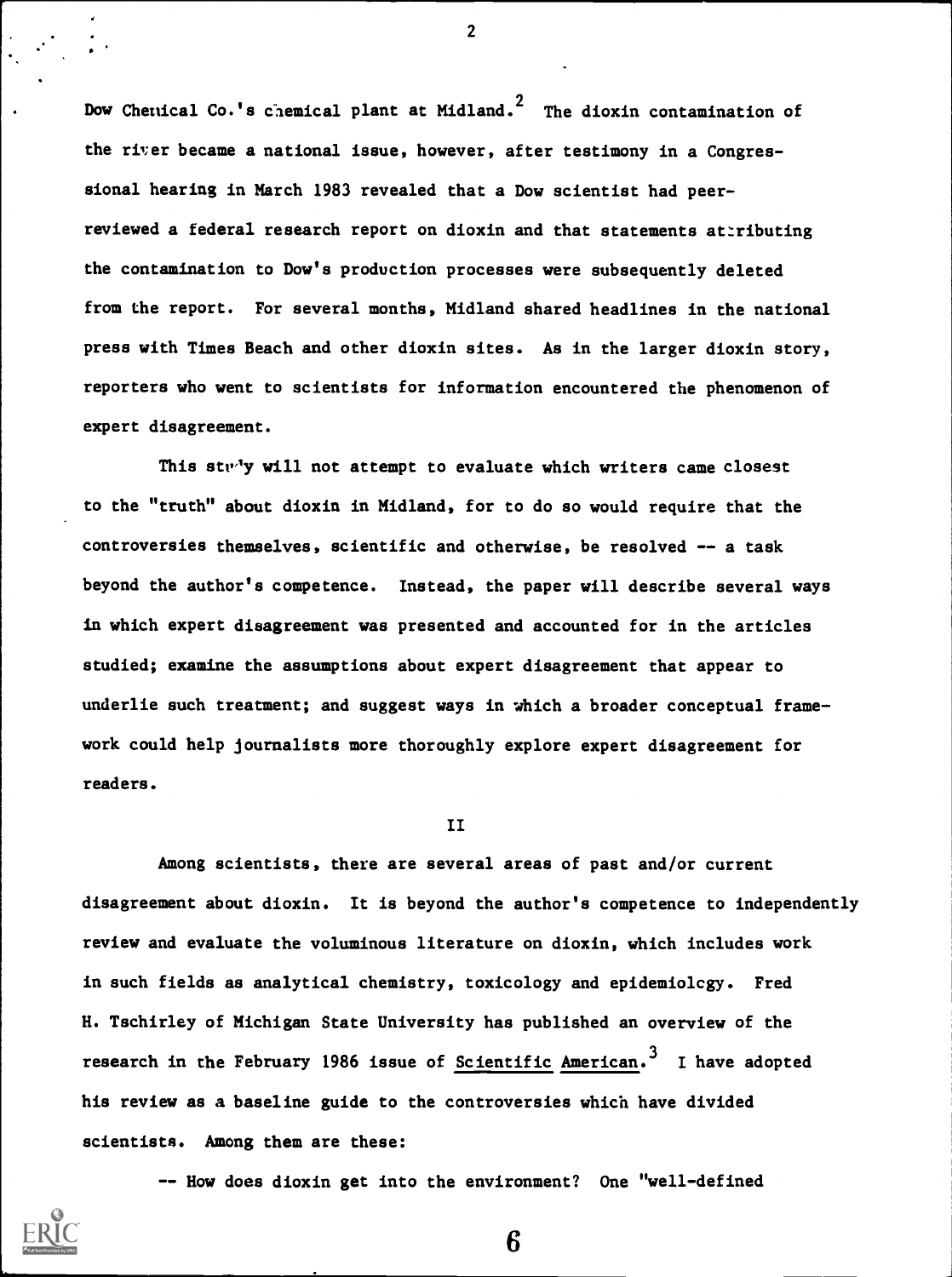Dow Chemical Co.'s chemical plant at Midland.[2] The dioxin contamination of the river became a national issue, however, after testimony in a Congressional hearing in March 1983 revealed that a Dow scientist had peer-reviewed a federal research report on dioxin and that statements attributing the contamination to Dow's production processes were subsequently deleted from the report. For several months, Midland shared headlines in the national press with Times Beach and other dioxin sites. As in the larger dioxin story, reporters who went to scientists for information encountered the phenomenon of expert disagreement.

This study will not attempt to evaluate which writers came closest to the "truth" about dioxin in Midland, for to do so would require that the controversies themselves, scientific and otherwise, be resolved -- a task beyond the author's competence. Instead, the paper will describe several ways in which expert disagreement was presented and accounted for in the articles studied; examine the assumptions about expert disagreement that appear to underlie such treatment; and suggest ways in which a broader conceptual framework could help journalists more thoroughly explore expert disagreement for readers.

## II

Among scientists, there are several areas of past and/or current disagreement about dioxin. It is beyond the author's competence to independently review and evaluate the voluminous literature on dioxin, which includes work in such fields as analytical chemistry, toxicology and epidemiology. Fred H. Tschirley of Michigan State University has published an overview of the research in the February 1986 issue of _Scientific American_.[3] I have adopted his review as a baseline guide to the controversies which have divided scientists. Among them are these:

-- How does dioxin get into the environment? One "well-defined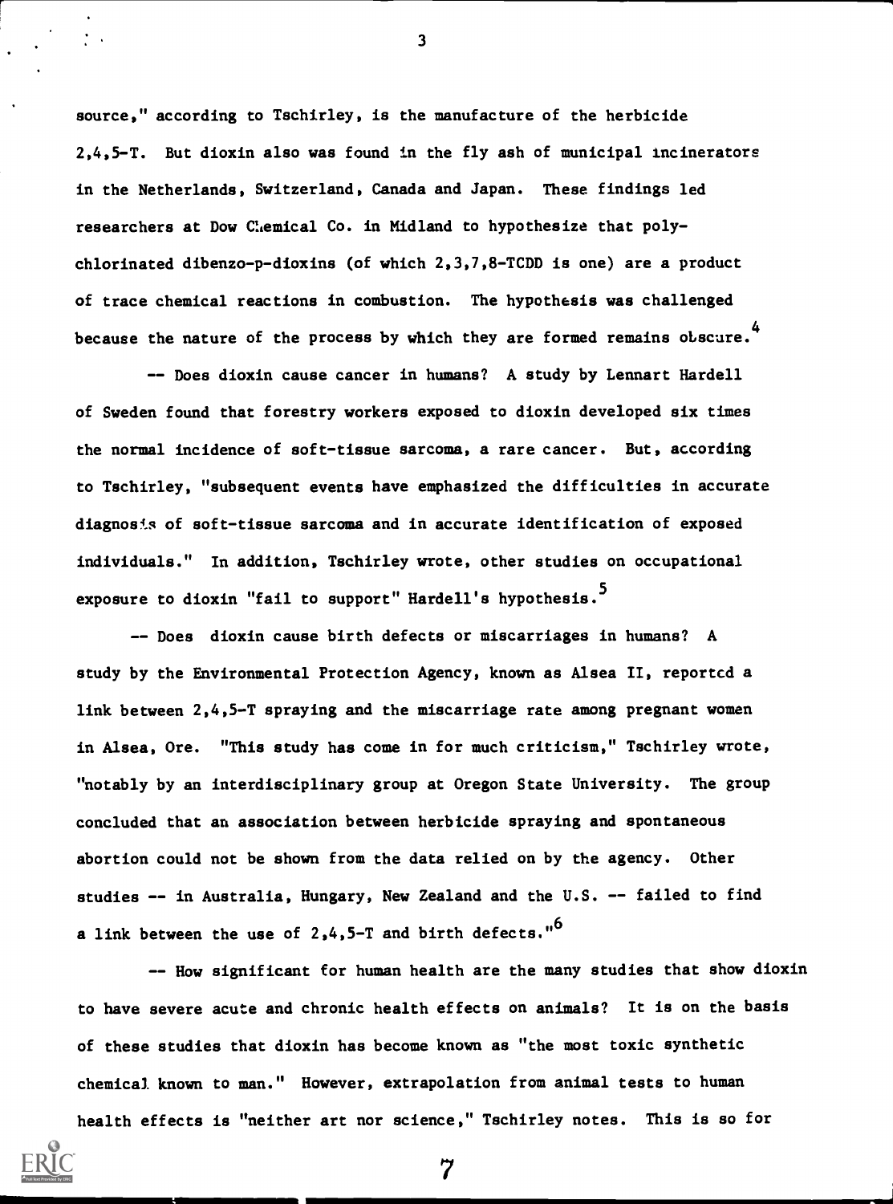source," according to Tschirley, is the manufacture of the herbicide 2,4,5-T. But dioxin also was found in the fly ash of municipal incinerators in the Netherlands, Switzerland, Canada and Japan. These findings led researchers at Dow Chemical Co. in Midland to hypothesize that polychlorinated dibenzo-p-dioxins (of which 2,3,7,8-TCDD is one) are a product of trace chemical reactions in combustion. The hypothesis was challenged because the nature of the process by which they are formed remains obscure.[4]

-- Does dioxin cause cancer in humans? A study by Lennart Hardell of Sweden found that forestry workers exposed to dioxin developed six times the normal incidence of soft-tissue sarcoma, a rare cancer. But, according to Tschirley, "subsequent events have emphasized the difficulties in accurate diagnosis of soft-tissue sarcoma and in accurate identification of exposed individuals." In addition, Tschirley wrote, other studies on occupational exposure to dioxin "fail to support" Hardell's hypothesis.[5]

-- Does dioxin cause birth defects or miscarriages in humans? A study by the Environmental Protection Agency, known as Alsea II, reported a link between 2,4,5-T spraying and the miscarriage rate among pregnant women in Alsea, Ore. "This study has come in for much criticism," Tschirley wrote, "notably by an interdisciplinary group at Oregon State University. The group concluded that an association between herbicide spraying and spontaneous abortion could not be shown from the data relied on by the agency. Other studies -- in Australia, Hungary, New Zealand and the U.S. -- failed to find a link between the use of 2,4,5-T and birth defects."[6]

-- How significant for human health are the many studies that show dioxin to have severe acute and chronic health effects on animals? It is on the basis of these studies that dioxin has become known as "the most toxic synthetic chemical known to man." However, extrapolation from animal tests to human health effects is "neither art nor science," Tschirley notes. This is so for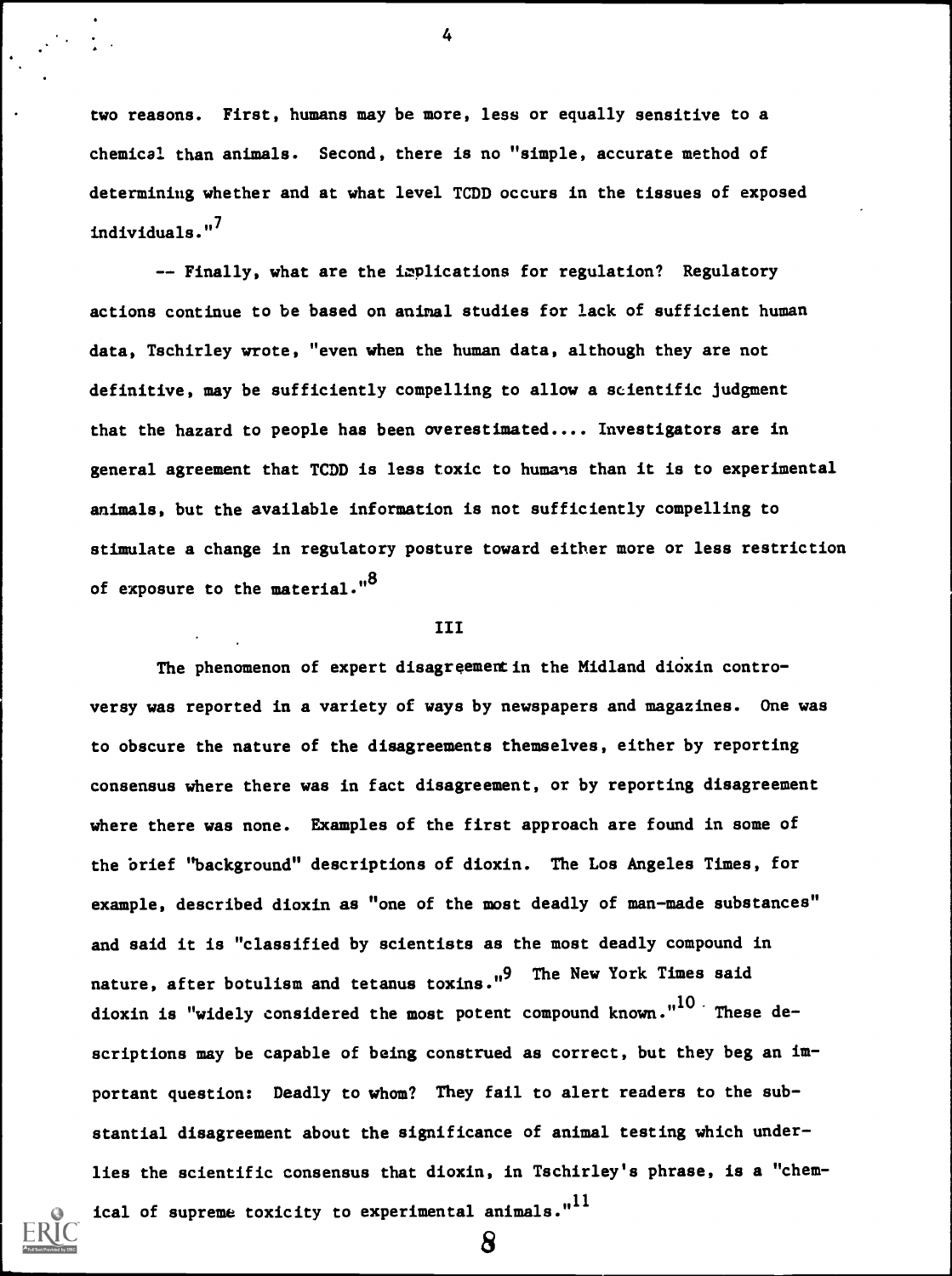two reasons. First, humans may be more, less or equally sensitive to a chemical than animals. Second, there is no "simple, accurate method of determining whether and at what level TCDD occurs in the tissues of exposed individuals."[7]

-- Finally, what are the implications for regulation? Regulatory actions continue to be based on animal studies for lack of sufficient human data, Tschirley wrote, "even when the human data, although they are not definitive, may be sufficiently compelling to allow a scientific judgment that the hazard to people has been overestimated.... Investigators are in general agreement that TCDD is less toxic to humans than it is to experimental animals, but the available information is not sufficiently compelling to stimulate a change in regulatory posture toward either more or less restriction of exposure to the material."[8]

## III

The phenomenon of expert disagreement in the Midland dioxin controversy was reported in a variety of ways by newspapers and magazines. One was to obscure the nature of the disagreements themselves, either by reporting consensus where there was in fact disagreement, or by reporting disagreement where there was none. Examples of the first approach are found in some of the brief "background" descriptions of dioxin. The Los Angeles Times, for example, described dioxin as "one of the most deadly of man-made substances" and said it is "classified by scientists as the most deadly compound in nature, after botulism and tetanus toxins."[9] The New York Times said dioxin is "widely considered the most potent compound known."[10] These descriptions may be capable of being construed as correct, but they beg an important question: Deadly to whom? They fail to alert readers to the substantial disagreement about the significance of animal testing which underlies the scientific consensus that dioxin, in Tschirley's phrase, is a "chemical of supreme toxicity to experimental animals."[11]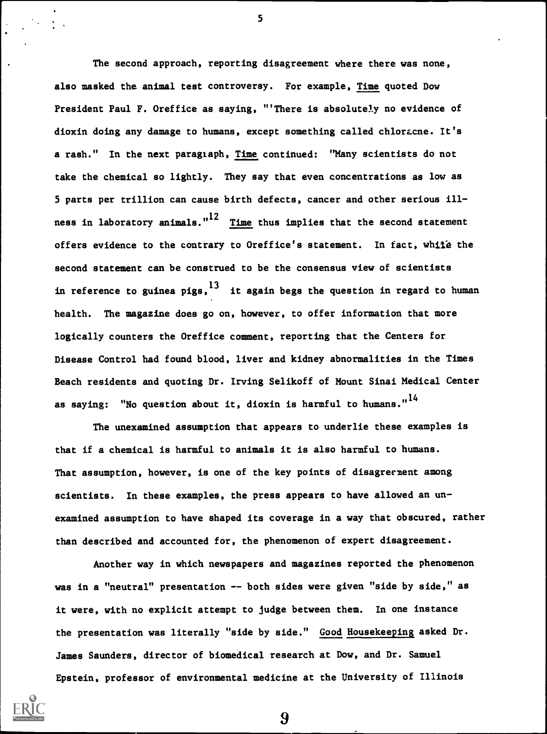The second approach, reporting disagreement where there was none, also masked the animal test controversy. For example, *Time* quoted Dow President Paul F. Oreffice as saying, "'There is absolutely no evidence of dioxin doing any damage to humans, except something called chloracne. It's a rash." In the next paragraph, *Time* continued: "Many scientists do not take the chemical so lightly. They say that even concentrations as low as 5 parts per trillion can cause birth defects, cancer and other serious illness in laboratory animals."[12] *Time* thus implies that the second statement offers evidence to the contrary to Oreffice's statement. In fact, while the second statement can be construed to be the consensus view of scientists in reference to guinea pigs,[13] it again begs the question in regard to human health. The magazine does go on, however, to offer information that more logically counters the Oreffice comment, reporting that the Centers for Disease Control had found blood, liver and kidney abnormalities in the Times Beach residents and quoting Dr. Irving Selikoff of Mount Sinai Medical Center as saying: "No question about it, dioxin is harmful to humans."[14]

The unexamined assumption that appears to underlie these examples is that if a chemical is harmful to animals it is also harmful to humans. That assumption, however, is one of the key points of disagreement among scientists. In these examples, the press appears to have allowed an unexamined assumption to have shaped its coverage in a way that obscured, rather than described and accounted for, the phenomenon of expert disagreement.

Another way in which newspapers and magazines reported the phenomenon was in a "neutral" presentation -- both sides were given "side by side," as it were, with no explicit attempt to judge between them. In one instance the presentation was literally "side by side." *Good Housekeeping* asked Dr. James Saunders, director of biomedical research at Dow, and Dr. Samuel Epstein, professor of environmental medicine at the University of Illinois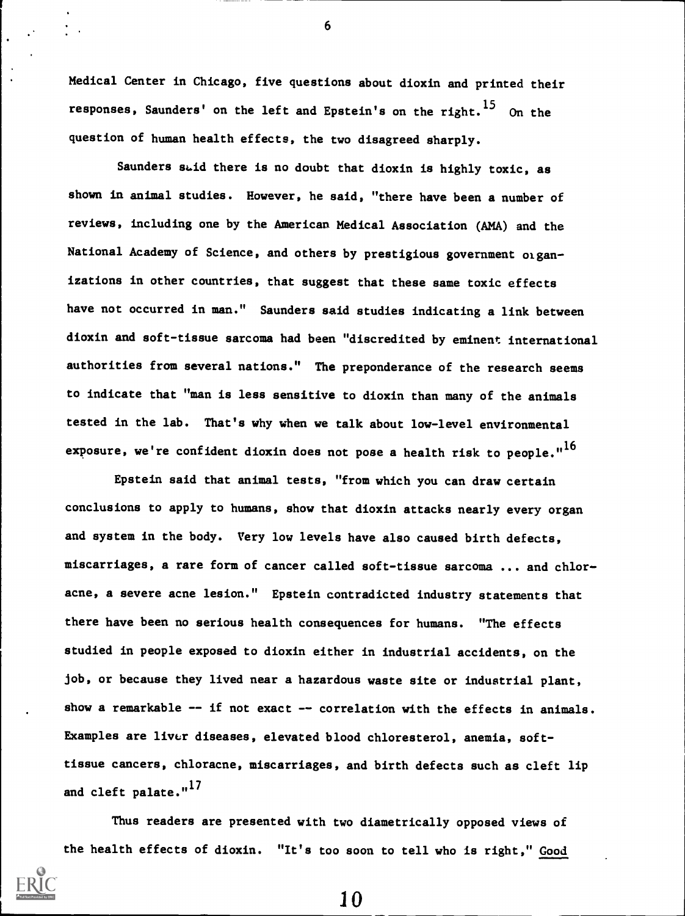Medical Center in Chicago, five questions about dioxin and printed their responses, Saunders' on the left and Epstein's on the right.[15] On the question of human health effects, the two disagreed sharply.

Saunders said there is no doubt that dioxin is highly toxic, as shown in animal studies. However, he said, "there have been a number of reviews, including one by the American Medical Association (AMA) and the National Academy of Science, and others by prestigious government organizations in other countries, that suggest that these same toxic effects have not occurred in man." Saunders said studies indicating a link between dioxin and soft-tissue sarcoma had been "discredited by eminent international authorities from several nations." The preponderance of the research seems to indicate that "man is less sensitive to dioxin than many of the animals tested in the lab. That's why when we talk about low-level environmental exposure, we're confident dioxin does not pose a health risk to people."[16]

Epstein said that animal tests, "from which you can draw certain conclusions to apply to humans, show that dioxin attacks nearly every organ and system in the body. Very low levels have also caused birth defects, miscarriages, a rare form of cancer called soft-tissue sarcoma ... and chloracne, a severe acne lesion." Epstein contradicted industry statements that there have been no serious health consequences for humans. "The effects studied in people exposed to dioxin either in industrial accidents, on the job, or because they lived near a hazardous waste site or industrial plant, show a remarkable -- if not exact -- correlation with the effects in animals. Examples are liver diseases, elevated blood chloresterol, anemia, soft-tissue cancers, chloracne, miscarriages, and birth defects such as cleft lip and cleft palate."[17]

Thus readers are presented with two diametrically opposed views of the health effects of dioxin. "It's too soon to tell who is right," Good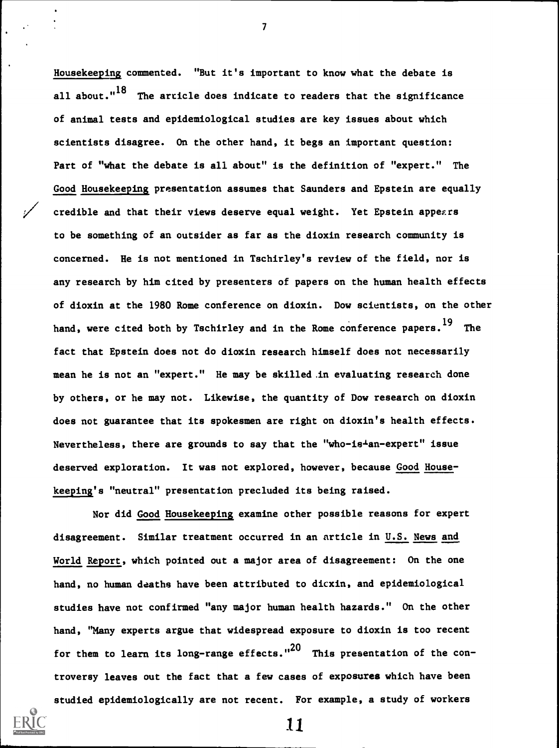Housekeeping commented. "But it's important to know what the debate is all about."[18] The article does indicate to readers that the significance of animal tests and epidemiological studies are key issues about which scientists disagree. On the other hand, it begs an important question: Part of "what the debate is all about" is the definition of "expert." The Good Housekeeping presentation assumes that Saunders and Epstein are equally credible and that their views deserve equal weight. Yet Epstein appears to be something of an outsider as far as the dioxin research community is concerned. He is not mentioned in Tschirley's review of the field, nor is any research by him cited by presenters of papers on the human health effects of dioxin at the 1980 Rome conference on dioxin. Dow scientists, on the other hand, were cited both by Tschirley and in the Rome conference papers.[19] The fact that Epstein does not do dioxin research himself does not necessarily mean he is not an "expert." He may be skilled in evaluating research done by others, or he may not. Likewise, the quantity of Dow research on dioxin does not guarantee that its spokesmen are right on dioxin's health effects. Nevertheless, there are grounds to say that the "who-is-an-expert" issue deserved exploration. It was not explored, however, because Good Housekeeping's "neutral" presentation precluded its being raised.

Nor did Good Housekeeping examine other possible reasons for expert disagreement. Similar treatment occurred in an article in U.S. News and World Report, which pointed out a major area of disagreement: On the one hand, no human deaths have been attributed to dioxin, and epidemiological studies have not confirmed "any major human health hazards." On the other hand, "Many experts argue that widespread exposure to dioxin is too recent for them to learn its long-range effects."[20] This presentation of the controversy leaves out the fact that a few cases of exposures which have been studied epidemiologically are not recent. For example, a study of workers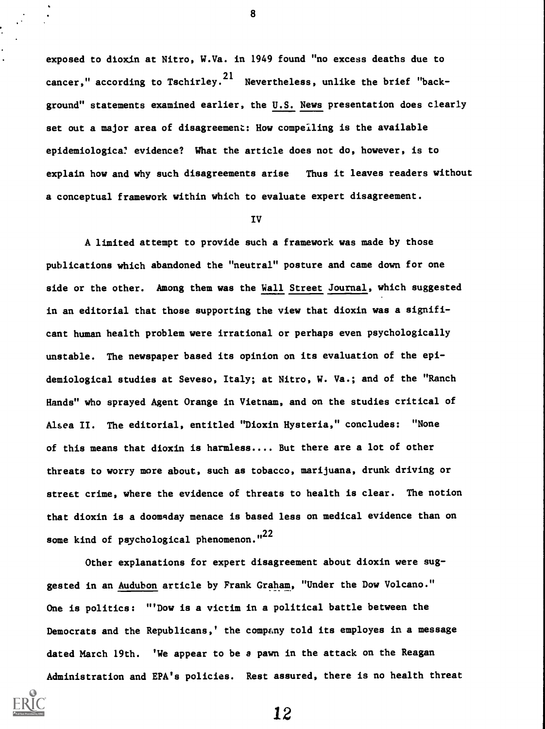exposed to dioxin at Nitro, W.Va. in 1949 found "no excess deaths due to cancer," according to Tschirley.[21] Nevertheless, unlike the brief "background" statements examined earlier, the U.S. News presentation does clearly set out a major area of disagreement: How compelling is the available epidemiological evidence? What the article does not do, however, is to explain how and why such disagreements arise Thus it leaves readers without a conceptual framework within which to evaluate expert disagreement.

IV

A limited attempt to provide such a framework was made by those publications which abandoned the "neutral" posture and came down for one side or the other. Among them was the Wall Street Journal, which suggested in an editorial that those supporting the view that dioxin was a significant human health problem were irrational or perhaps even psychologically unstable. The newspaper based its opinion on its evaluation of the epidemiological studies at Seveso, Italy; at Nitro, W. Va.; and of the "Ranch Hands" who sprayed Agent Orange in Vietnam, and on the studies critical of Alsea II. The editorial, entitled "Dioxin Hysteria," concludes: "None of this means that dioxin is harmless.... But there are a lot of other threats to worry more about, such as tobacco, marijuana, drunk driving or street crime, where the evidence of threats to health is clear. The notion that dioxin is a doomsday menace is based less on medical evidence than on some kind of psychological phenomenon."[22]

Other explanations for expert disagreement about dioxin were suggested in an Audubon article by Frank Graham, "Under the Dow Volcano." One is politics: "'Dow is a victim in a political battle between the Democrats and the Republicans,' the company told its employes in a message dated March 19th. 'We appear to be a pawn in the attack on the Reagan Administration and EPA's policies. Rest assured, there is no health threat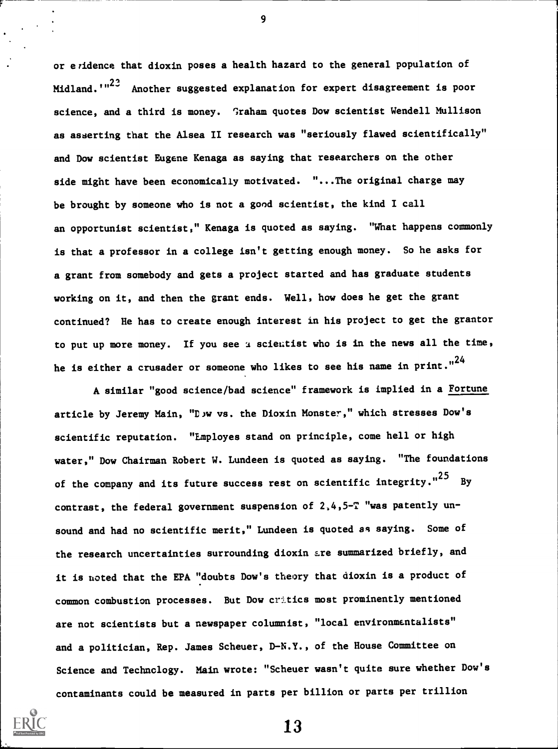or evidence that dioxin poses a health hazard to the general population of Midland.'"[23] Another suggested explanation for expert disagreement is poor science, and a third is money. Graham quotes Dow scientist Wendell Mullison as asserting that the Alsea II research was "seriously flawed scientifically" and Dow scientist Eugene Kenaga as saying that researchers on the other side might have been economically motivated. "...The original charge may be brought by someone who is not a good scientist, the kind I call an opportunist scientist," Kenaga is quoted as saying. "What happens commonly is that a professor in a college isn't getting enough money. So he asks for a grant from somebody and gets a project started and has graduate students working on it, and then the grant ends. Well, how does he get the grant continued? He has to create enough interest in his project to get the grantor to put up more money. If you see a scientist who is in the news all the time, he is either a crusader or someone who likes to see his name in print."[24]

A similar "good science/bad science" framework is implied in a Fortune article by Jeremy Main, "Dow vs. the Dioxin Monster," which stresses Dow's scientific reputation. "Employes stand on principle, come hell or high water," Dow Chairman Robert W. Lundeen is quoted as saying. "The foundations of the company and its future success rest on scientific integrity."[25] By contrast, the federal government suspension of 2,4,5-T "was patently unsound and had no scientific merit," Lundeen is quoted as saying. Some of the research uncertainties surrounding dioxin are summarized briefly, and it is noted that the EPA "doubts Dow's theory that dioxin is a product of common combustion processes. But Dow critics most prominently mentioned are not scientists but a newspaper columnist, "local environmentalists" and a politician, Rep. James Scheuer, D-N.Y., of the House Committee on Science and Technology. Main wrote: "Scheuer wasn't quite sure whether Dow's contaminants could be measured in parts per billion or parts per trillion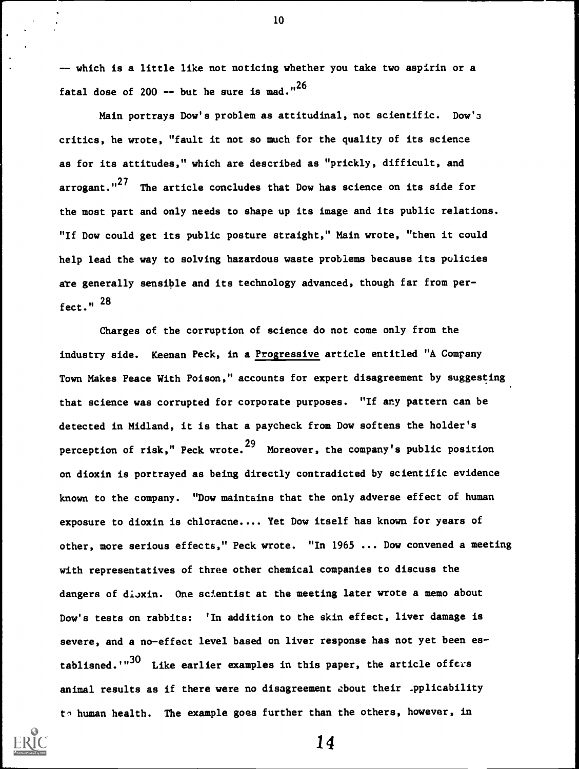-- which is a little like not noticing whether you take two aspirin or a fatal dose of 200 -- but he sure is mad."[26]

Main portrays Dow's problem as attitudinal, not scientific. Dow's critics, he wrote, "fault it not so much for the quality of its science as for its attitudes," which are described as "prickly, difficult, and arrogant."[27] The article concludes that Dow has science on its side for the most part and only needs to shape up its image and its public relations. "If Dow could get its public posture straight," Main wrote, "then it could help lead the way to solving hazardous waste problems because its policies are generally sensible and its technology advanced, though far from perfect." [28]

Charges of the corruption of science do not come only from the industry side. Keenan Peck, in a Progressive article entitled "A Company Town Makes Peace With Poison," accounts for expert disagreement by suggesting that science was corrupted for corporate purposes. "If any pattern can be detected in Midland, it is that a paycheck from Dow softens the holder's perception of risk," Peck wrote.[29] Moreover, the company's public position on dioxin is portrayed as being directly contradicted by scientific evidence known to the company. "Dow maintains that the only adverse effect of human exposure to dioxin is chloracne.... Yet Dow itself has known for years of other, more serious effects," Peck wrote. "In 1965 ... Dow convened a meeting with representatives of three other chemical companies to discuss the dangers of dioxin. One scientist at the meeting later wrote a memo about Dow's tests on rabbits: 'In addition to the skin effect, liver damage is severe, and a no-effect level based on liver response has not yet been established.'"[30] Like earlier examples in this paper, the article offers animal results as if there were no disagreement about their applicability to human health. The example goes further than the others, however, in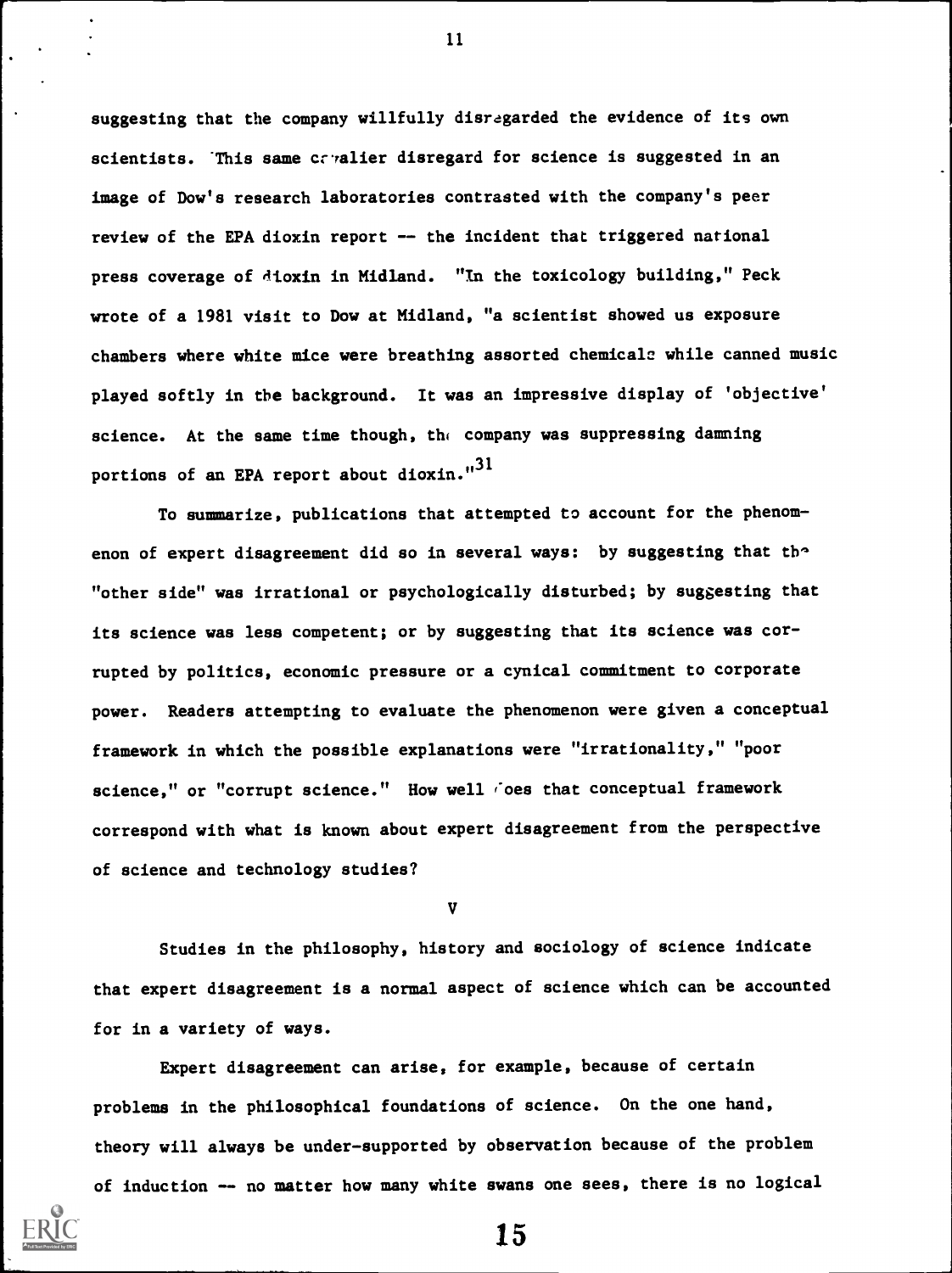suggesting that the company willfully disregarded the evidence of its own scientists. This same cavalier disregard for science is suggested in an image of Dow's research laboratories contrasted with the company's peer review of the EPA dioxin report -- the incident that triggered national press coverage of dioxin in Midland. "In the toxicology building," Peck wrote of a 1981 visit to Dow at Midland, "a scientist showed us exposure chambers where white mice were breathing assorted chemicals while canned music played softly in the background. It was an impressive display of 'objective' science. At the same time though, the company was suppressing damning portions of an EPA report about dioxin."[31]

To summarize, publications that attempted to account for the phenomenon of expert disagreement did so in several ways: by suggesting that the "other side" was irrational or psychologically disturbed; by suggesting that its science was less competent; or by suggesting that its science was corrupted by politics, economic pressure or a cynical commitment to corporate power. Readers attempting to evaluate the phenomenon were given a conceptual framework in which the possible explanations were "irrationality," "poor science," or "corrupt science." How well does that conceptual framework correspond with what is known about expert disagreement from the perspective of science and technology studies?

## V

Studies in the philosophy, history and sociology of science indicate that expert disagreement is a normal aspect of science which can be accounted for in a variety of ways.

Expert disagreement can arise, for example, because of certain problems in the philosophical foundations of science. On the one hand, theory will always be under-supported by observation because of the problem of induction -- no matter how many white swans one sees, there is no logical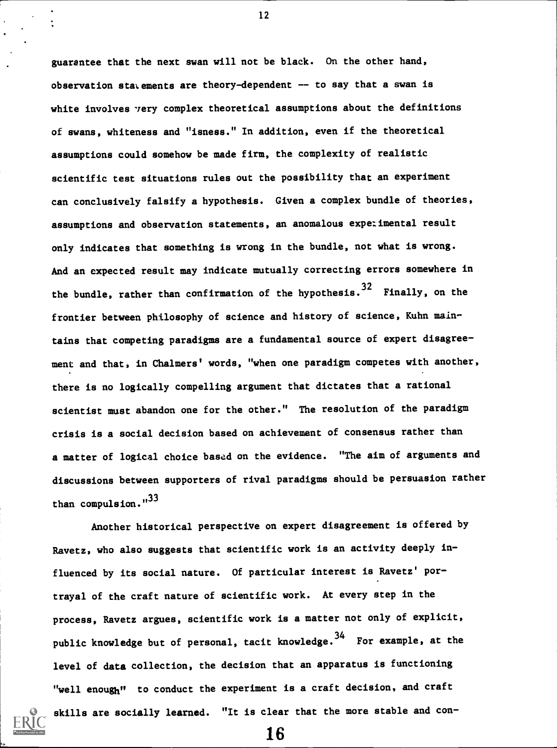guarantee that the next swan will not be black. On the other hand, observation statements are theory-dependent -- to say that a swan is white involves very complex theoretical assumptions about the definitions of swans, whiteness and "isness." In addition, even if the theoretical assumptions could somehow be made firm, the complexity of realistic scientific test situations rules out the possibility that an experiment can conclusively falsify a hypothesis. Given a complex bundle of theories, assumptions and observation statements, an anomalous experimental result only indicates that something is wrong in the bundle, not what is wrong. And an expected result may indicate mutually correcting errors somewhere in the bundle, rather than confirmation of the hypothesis.[32] Finally, on the frontier between philosophy of science and history of science, Kuhn maintains that competing paradigms are a fundamental source of expert disagreement and that, in Chalmers' words, "when one paradigm competes with another, there is no logically compelling argument that dictates that a rational scientist must abandon one for the other." The resolution of the paradigm crisis is a social decision based on achievement of consensus rather than a matter of logical choice based on the evidence. "The aim of arguments and discussions between supporters of rival paradigms should be persuasion rather than compulsion."[33]

Another historical perspective on expert disagreement is offered by Ravetz, who also suggests that scientific work is an activity deeply influenced by its social nature. Of particular interest is Ravetz' portrayal of the craft nature of scientific work. At every step in the process, Ravetz argues, scientific work is a matter not only of explicit, public knowledge but of personal, tacit knowledge.[34] For example, at the level of data collection, the decision that an apparatus is functioning "well enough" to conduct the experiment is a craft decision, and craft skills are socially learned. "It is clear that the more stable and con-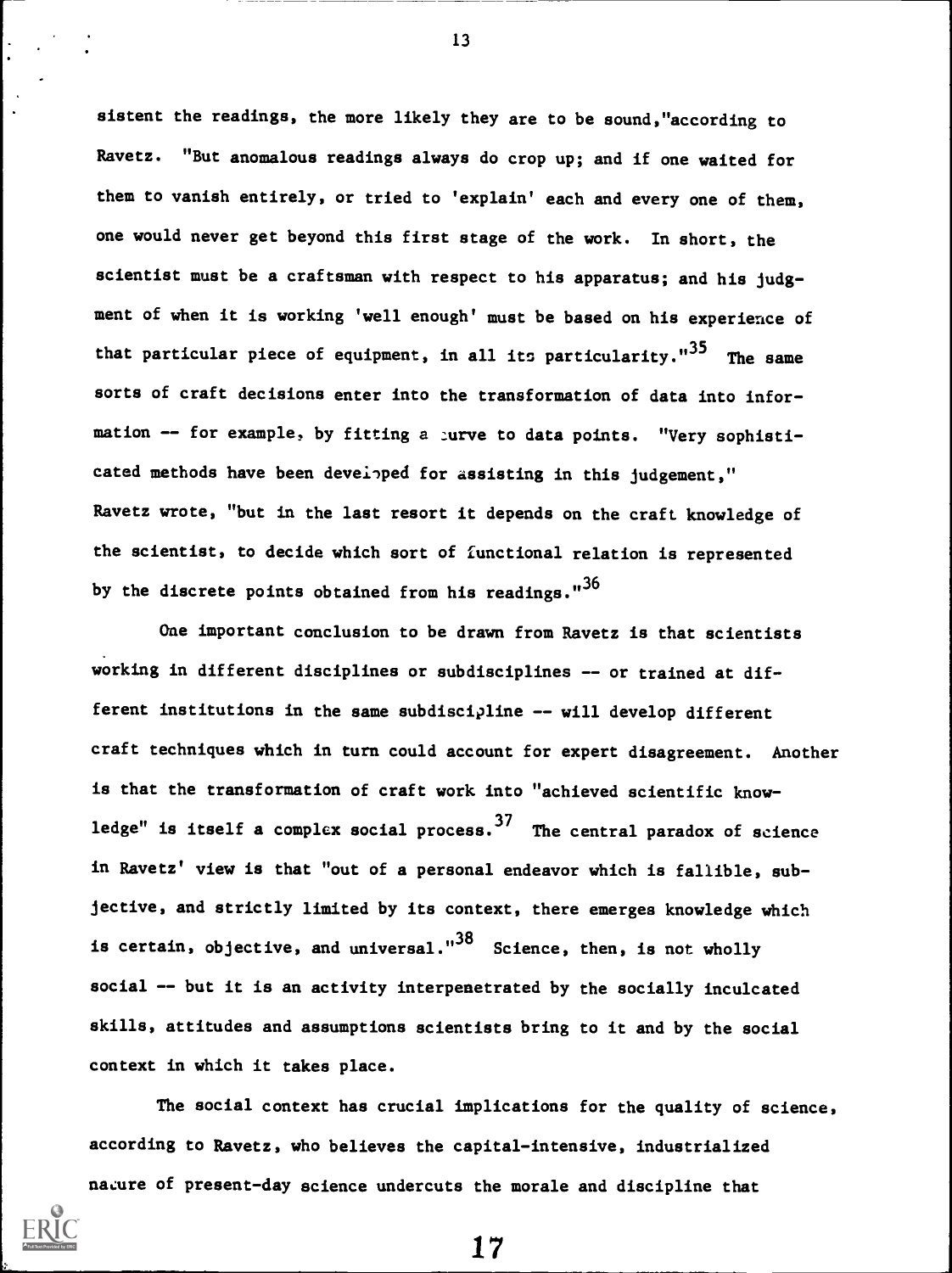sistent the readings, the more likely they are to be sound,"according to Ravetz. "But anomalous readings always do crop up; and if one waited for them to vanish entirely, or tried to 'explain' each and every one of them, one would never get beyond this first stage of the work. In short, the scientist must be a craftsman with respect to his apparatus; and his judgment of when it is working 'well enough' must be based on his experience of that particular piece of equipment, in all its particularity."[35] The same sorts of craft decisions enter into the transformation of data into information -- for example, by fitting a curve to data points. "Very sophisticated methods have been developed for assisting in this judgement," Ravetz wrote, "but in the last resort it depends on the craft knowledge of the scientist, to decide which sort of functional relation is represented by the discrete points obtained from his readings."[36]

One important conclusion to be drawn from Ravetz is that scientists working in different disciplines or subdisciplines -- or trained at different institutions in the same subdiscipline -- will develop different craft techniques which in turn could account for expert disagreement. Another is that the transformation of craft work into "achieved scientific knowledge" is itself a complex social process.[37] The central paradox of science in Ravetz' view is that "out of a personal endeavor which is fallible, subjective, and strictly limited by its context, there emerges knowledge which is certain, objective, and universal."[38] Science, then, is not wholly social -- but it is an activity interpenetrated by the socially inculcated skills, attitudes and assumptions scientists bring to it and by the social context in which it takes place.

The social context has crucial implications for the quality of science, according to Ravetz, who believes the capital-intensive, industrialized nature of present-day science undercuts the morale and discipline that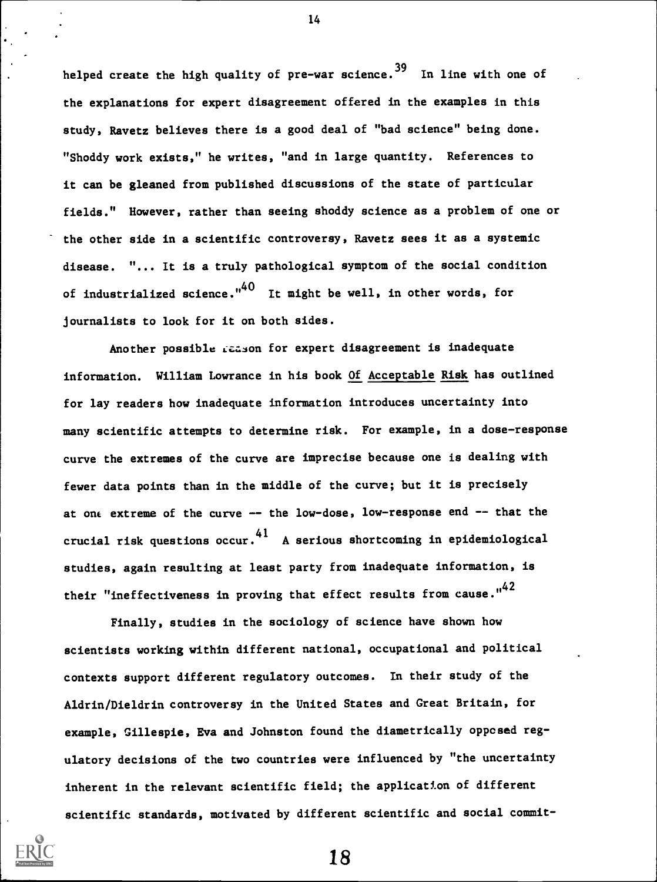helped create the high quality of pre-war science.[39] In line with one of the explanations for expert disagreement offered in the examples in this study, Ravetz believes there is a good deal of "bad science" being done. "Shoddy work exists," he writes, "and in large quantity. References to it can be gleaned from published discussions of the state of particular fields." However, rather than seeing shoddy science as a problem of one or the other side in a scientific controversy, Ravetz sees it as a systemic disease. "... It is a truly pathological symptom of the social condition of industrialized science."[40] It might be well, in other words, for journalists to look for it on both sides.

Another possible reason for expert disagreement is inadequate information. William Lowrance in his book Of Acceptable Risk has outlined for lay readers how inadequate information introduces uncertainty into many scientific attempts to determine risk. For example, in a dose-response curve the extremes of the curve are imprecise because one is dealing with fewer data points than in the middle of the curve; but it is precisely at one extreme of the curve -- the low-dose, low-response end -- that the crucial risk questions occur.[41] A serious shortcoming in epidemiological studies, again resulting at least party from inadequate information, is their "ineffectiveness in proving that effect results from cause."[42]

Finally, studies in the sociology of science have shown how scientists working within different national, occupational and political contexts support different regulatory outcomes. In their study of the Aldrin/Dieldrin controversy in the United States and Great Britain, for example, Gillespie, Eva and Johnston found the diametrically opposed regulatory decisions of the two countries were influenced by "the uncertainty inherent in the relevant scientific field; the application of different scientific standards, motivated by different scientific and social commit-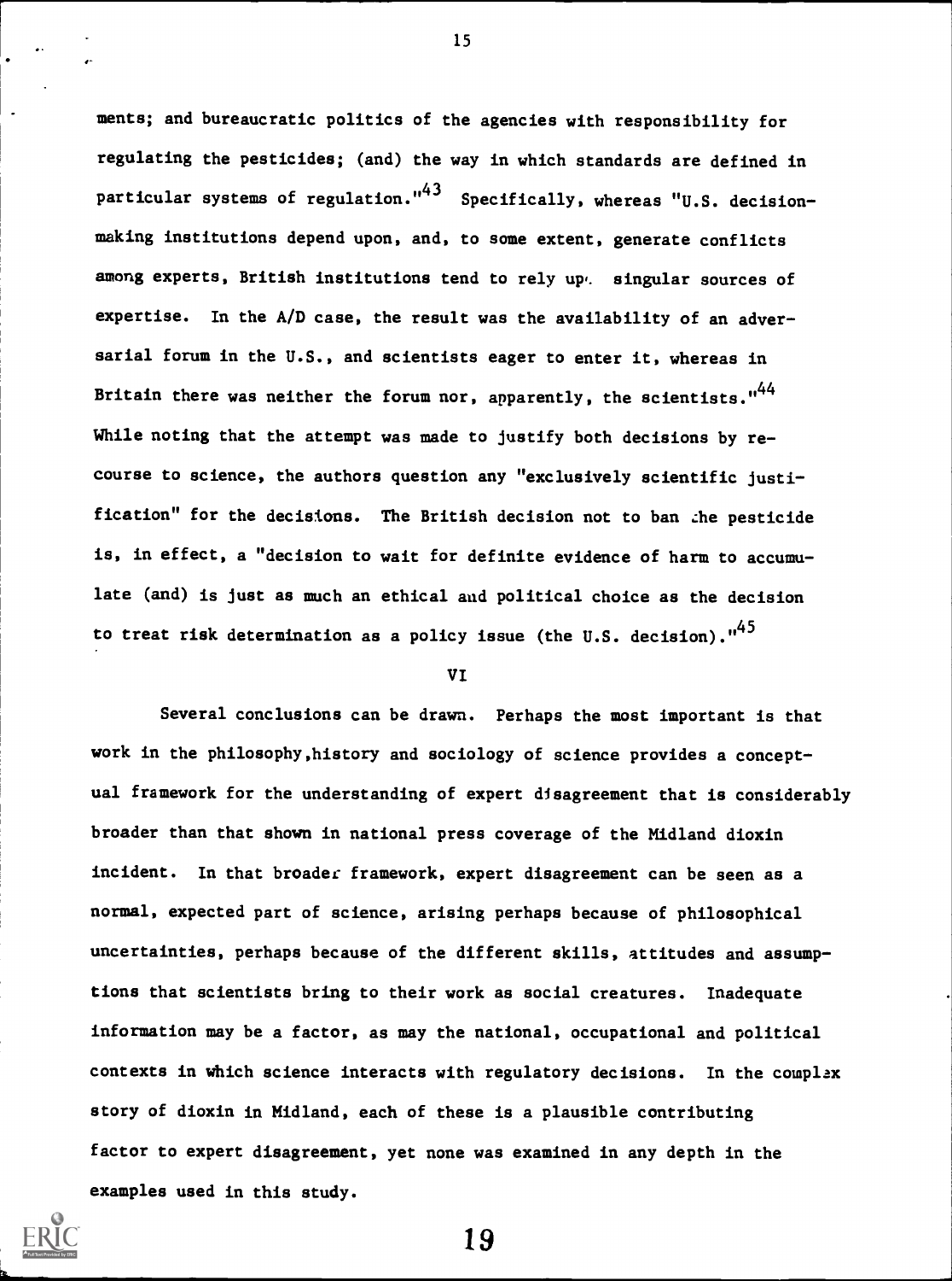ments; and bureaucratic politics of the agencies with responsibility for regulating the pesticides; (and) the way in which standards are defined in particular systems of regulation."[43] Specifically, whereas "U.S. decision-making institutions depend upon, and, to some extent, generate conflicts among experts, British institutions tend to rely upon singular sources of expertise. In the A/D case, the result was the availability of an adversarial forum in the U.S., and scientists eager to enter it, whereas in Britain there was neither the forum nor, apparently, the scientists."[44] While noting that the attempt was made to justify both decisions by recourse to science, the authors question any "exclusively scientific justification" for the decisions. The British decision not to ban the pesticide is, in effect, a "decision to wait for definite evidence of harm to accumulate (and) is just as much an ethical and political choice as the decision to treat risk determination as a policy issue (the U.S. decision)."[45]

## VI

Several conclusions can be drawn. Perhaps the most important is that work in the philosophy, history and sociology of science provides a conceptual framework for the understanding of expert disagreement that is considerably broader than that shown in national press coverage of the Midland dioxin incident. In that broader framework, expert disagreement can be seen as a normal, expected part of science, arising perhaps because of philosophical uncertainties, perhaps because of the different skills, attitudes and assumptions that scientists bring to their work as social creatures. Inadequate information may be a factor, as may the national, occupational and political contexts in which science interacts with regulatory decisions. In the complex story of dioxin in Midland, each of these is a plausible contributing factor to expert disagreement, yet none was examined in any depth in the examples used in this study.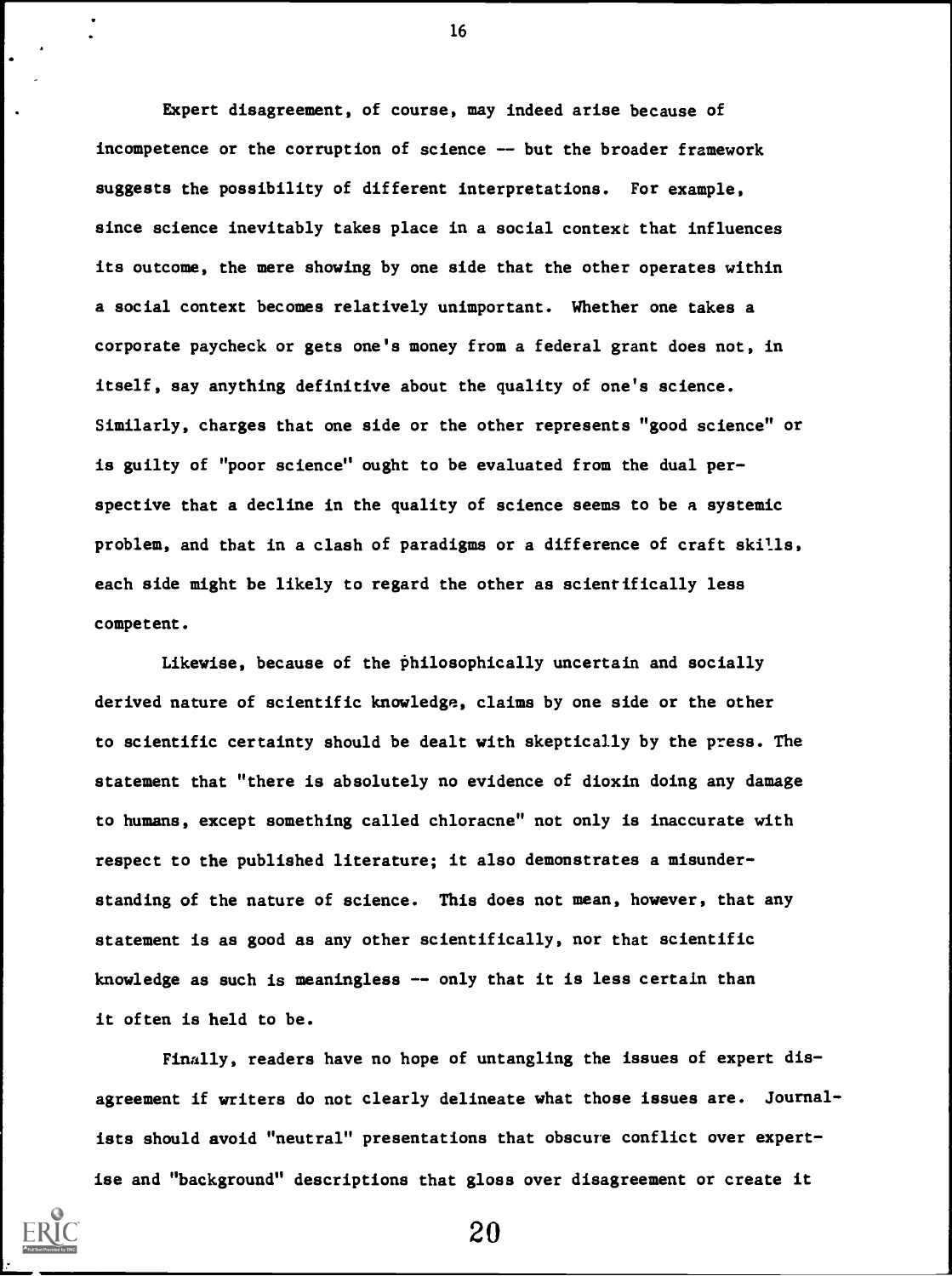Expert disagreement, of course, may indeed arise because of incompetence or the corruption of science -- but the broader framework suggests the possibility of different interpretations. For example, since science inevitably takes place in a social context that influences its outcome, the mere showing by one side that the other operates within a social context becomes relatively unimportant. Whether one takes a corporate paycheck or gets one's money from a federal grant does not, in itself, say anything definitive about the quality of one's science. Similarly, charges that one side or the other represents "good science" or is guilty of "poor science" ought to be evaluated from the dual perspective that a decline in the quality of science seems to be a systemic problem, and that in a clash of paradigms or a difference of craft skills, each side might be likely to regard the other as scientifically less competent.

Likewise, because of the philosophically uncertain and socially derived nature of scientific knowledge, claims by one side or the other to scientific certainty should be dealt with skeptically by the press. The statement that "there is absolutely no evidence of dioxin doing any damage to humans, except something called chloracne" not only is inaccurate with respect to the published literature; it also demonstrates a misunderstanding of the nature of science. This does not mean, however, that any statement is as good as any other scientifically, nor that scientific knowledge as such is meaningless -- only that it is less certain than it often is held to be.

Finally, readers have no hope of untangling the issues of expert disagreement if writers do not clearly delineate what those issues are. Journalists should avoid "neutral" presentations that obscure conflict over expertise and "background" descriptions that gloss over disagreement or create it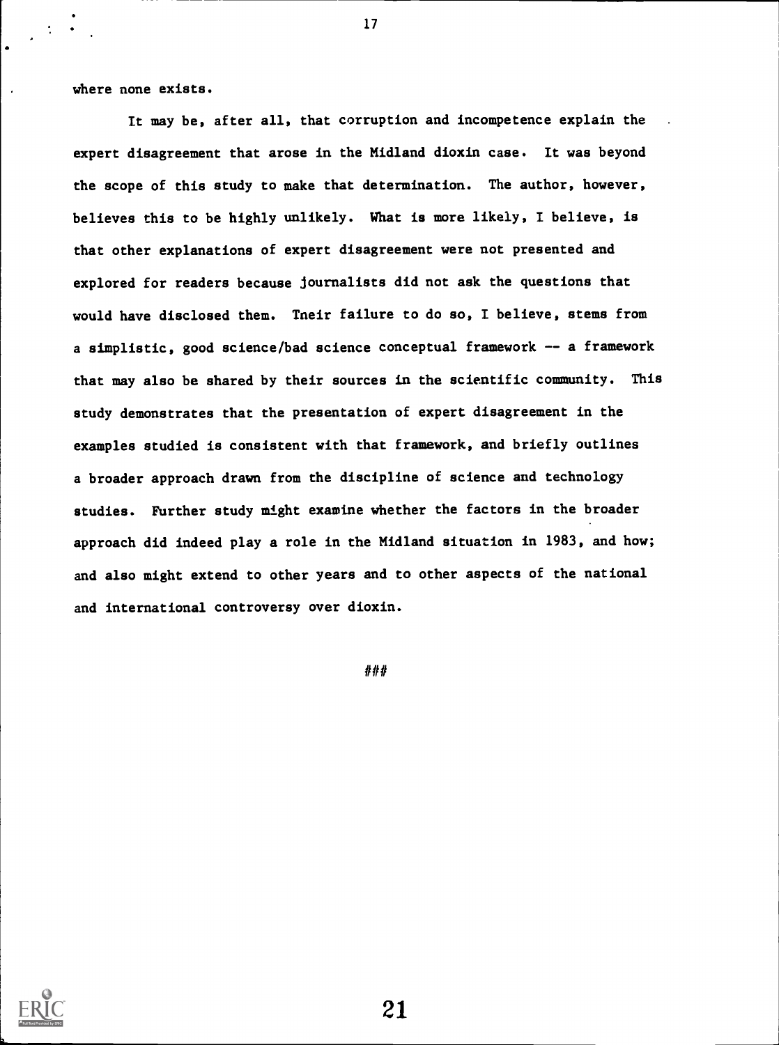where none exists.

It may be, after all, that corruption and incompetence explain the expert disagreement that arose in the Midland dioxin case. It was beyond the scope of this study to make that determination. The author, however, believes this to be highly unlikely. What is more likely, I believe, is that other explanations of expert disagreement were not presented and explored for readers because journalists did not ask the questions that would have disclosed them. Tneir failure to do so, I believe, stems from a simplistic, good science/bad science conceptual framework -- a framework that may also be shared by their sources in the scientific community. This study demonstrates that the presentation of expert disagreement in the examples studied is consistent with that framework, and briefly outlines a broader approach drawn from the discipline of science and technology studies. Further study might examine whether the factors in the broader approach did indeed play a role in the Midland situation in 1983, and how; and also might extend to other years and to other aspects of the national and international controversy over dioxin.

###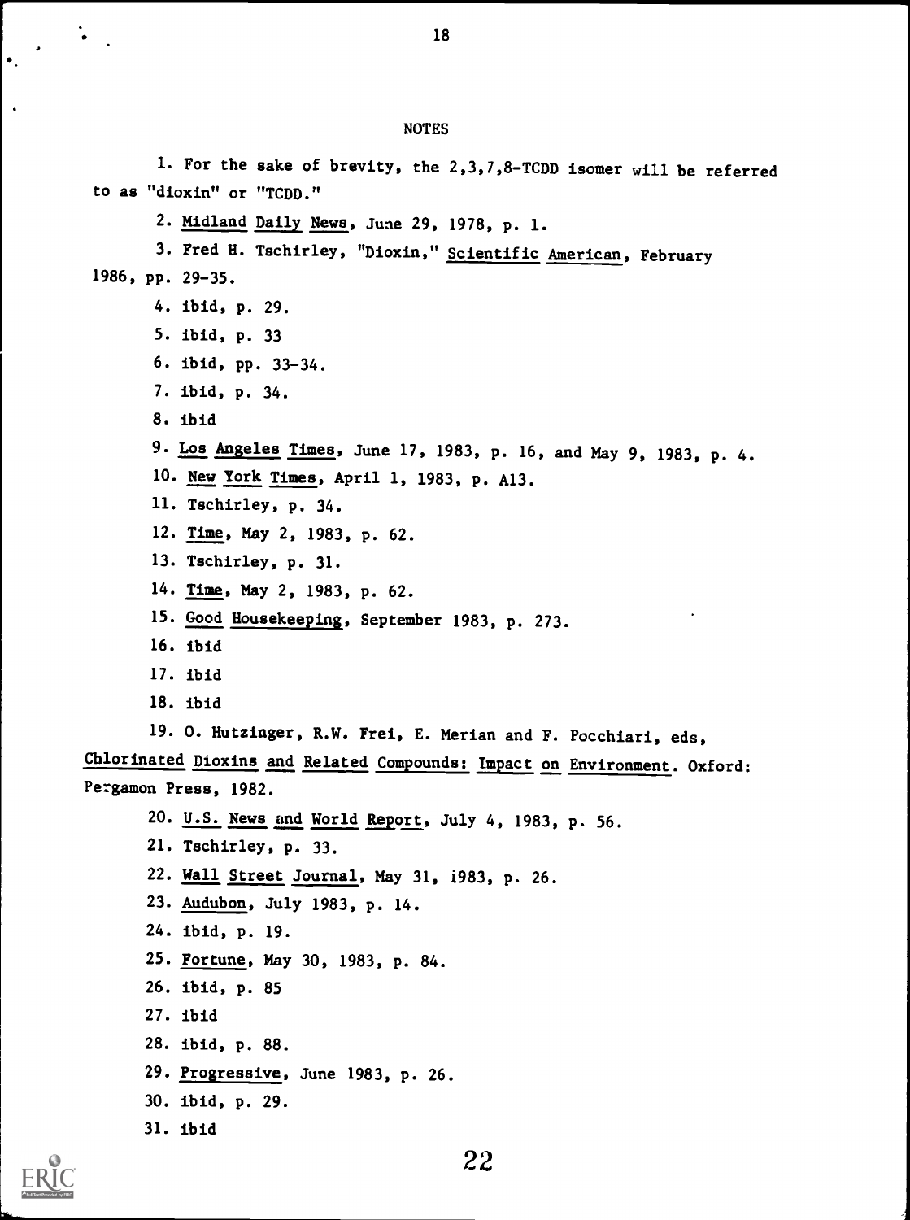## NOTES

1. For the sake of brevity, the 2,3,7,8-TCDD isomer will be referred to as "dioxin" or "TCDD."

2. Midland Daily News, June 29, 1978, p. 1.

3. Fred H. Tschirley, "Dioxin," Scientific American, February 1986, pp. 29-35.

4. ibid, p. 29.

5. ibid, p. 33

6. ibid, pp. 33-34.

7. ibid, p. 34.

8. ibid

9. Los Angeles Times, June 17, 1983, p. 16, and May 9, 1983, p. 4.

10. New York Times, April 1, 1983, p. A13.

11. Tschirley, p. 34.

12. Time, May 2, 1983, p. 62.

13. Tschirley, p. 31.

14. Time, May 2, 1983, p. 62.

15. Good Housekeeping, September 1983, p. 273.

16. ibid

17. ibid

18. ibid

19. O. Hutzinger, R.W. Frei, E. Merian and F. Pocchiari, eds, Chlorinated Dioxins and Related Compounds: Impact on Environment. Oxford: Pergamon Press, 1982.

20. U.S. News and World Report, July 4, 1983, p. 56.

21. Tschirley, p. 33.

22. Wall Street Journal, May 31, 1983, p. 26.

23. Audubon, July 1983, p. 14.

24. ibid, p. 19.

25. Fortune, May 30, 1983, p. 84.

26. ibid, p. 85

27. ibid

28. ibid, p. 88.

29. Progressive, June 1983, p. 26.

30. ibid, p. 29.

31. ibid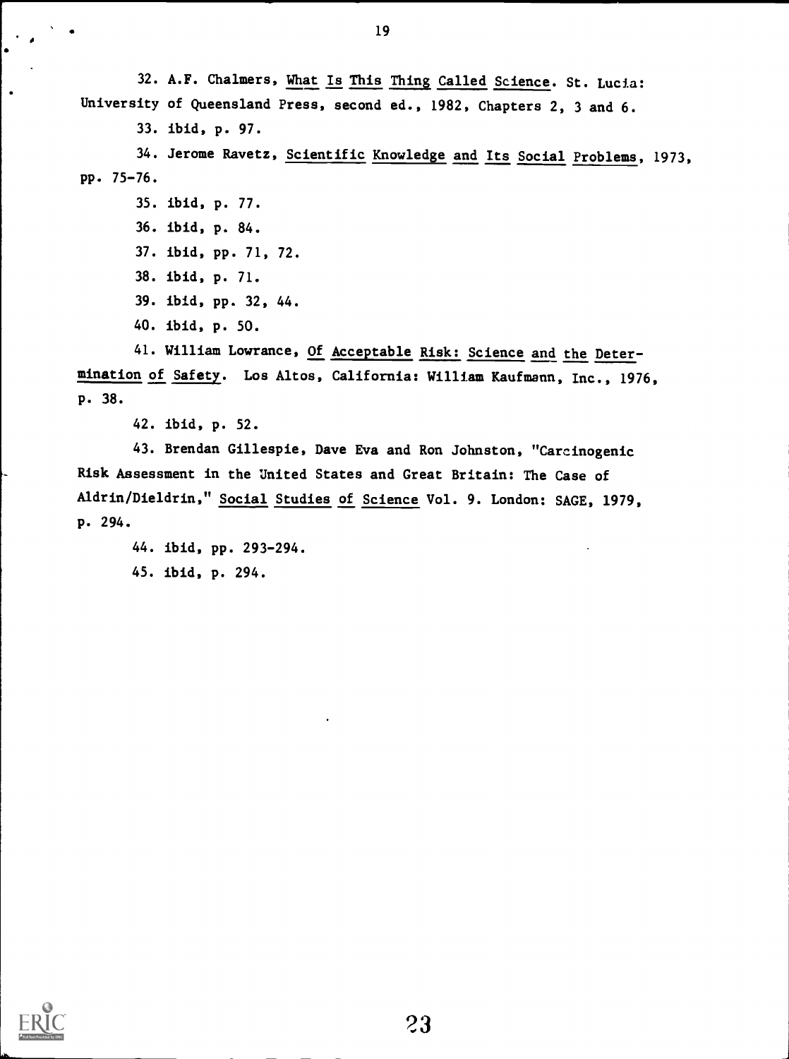32. A.F. Chalmers, What Is This Thing Called Science. St. Lucia: University of Queensland Press, second ed., 1982, Chapters 2, 3 and 6.

33. ibid, p. 97.

34. Jerome Ravetz, Scientific Knowledge and Its Social Problems, 1973, pp. 75-76.

35. ibid, p. 77.

36. ibid, p. 84.

37. ibid, pp. 71, 72.

38. ibid, p. 71.

39. ibid, pp. 32, 44.

40. ibid, p. 50.

41. William Lowrance, Of Acceptable Risk: Science and the Determination of Safety. Los Altos, California: William Kaufmann, Inc., 1976, p. 38.

42. ibid, p. 52.

43. Brendan Gillespie, Dave Eva and Ron Johnston, "Carcinogenic Risk Assessment in the United States and Great Britain: The Case of Aldrin/Dieldrin," Social Studies of Science Vol. 9. London: SAGE, 1979, p. 294.

44. ibid, pp. 293-294.

45. ibid, p. 294.